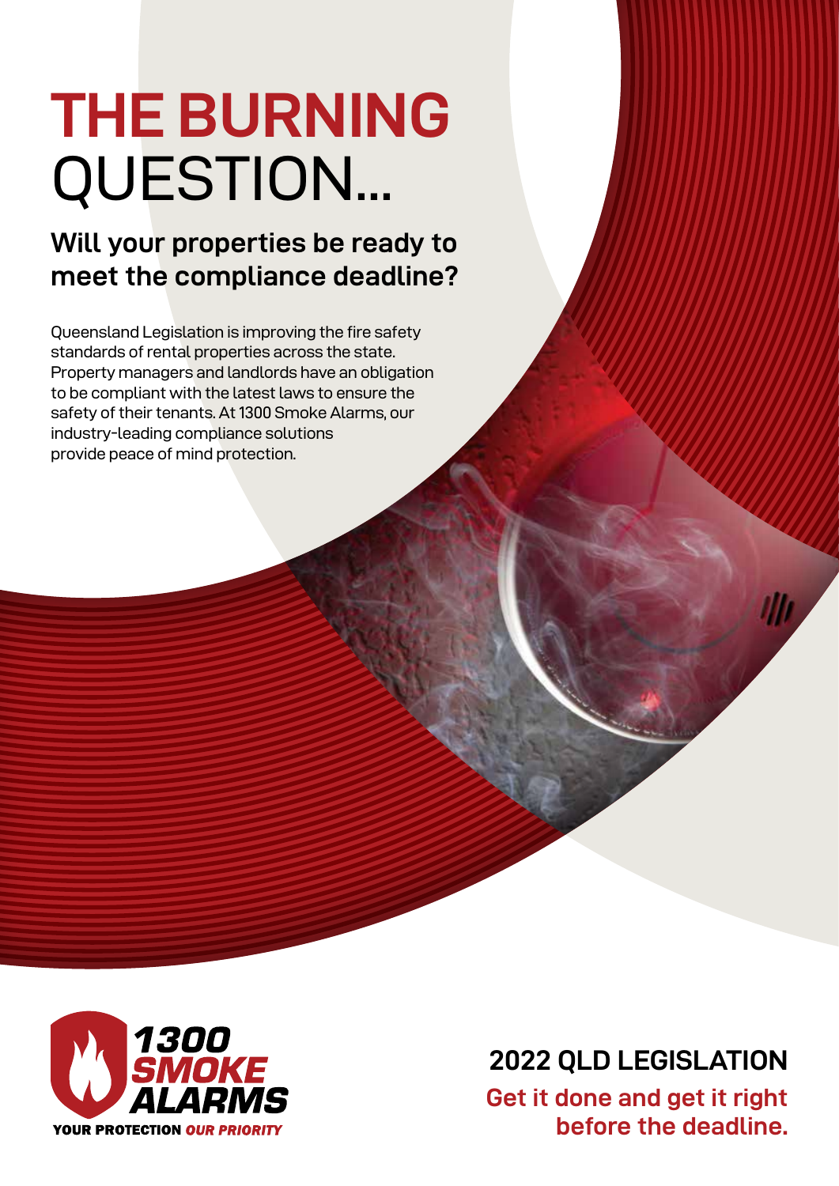# THE BURNING QUESTION...

## Will your properties be ready to meet the compliance deadline?

Queensland Legislation is improving the fire safety standards of rental properties across the state. Property managers and landlords have an obligation to be compliant with the latest laws to ensure the safety of their tenants. At 1300 Smoke Alarms, our industry-leading compliance solutions provide peace of mind protection.

1300 SMOKE ALARMS
YOUR PROTECTION *OUR PRIORITY*

## 2022 QLD LEGISLATION

**Get it done and get it right before the deadline.**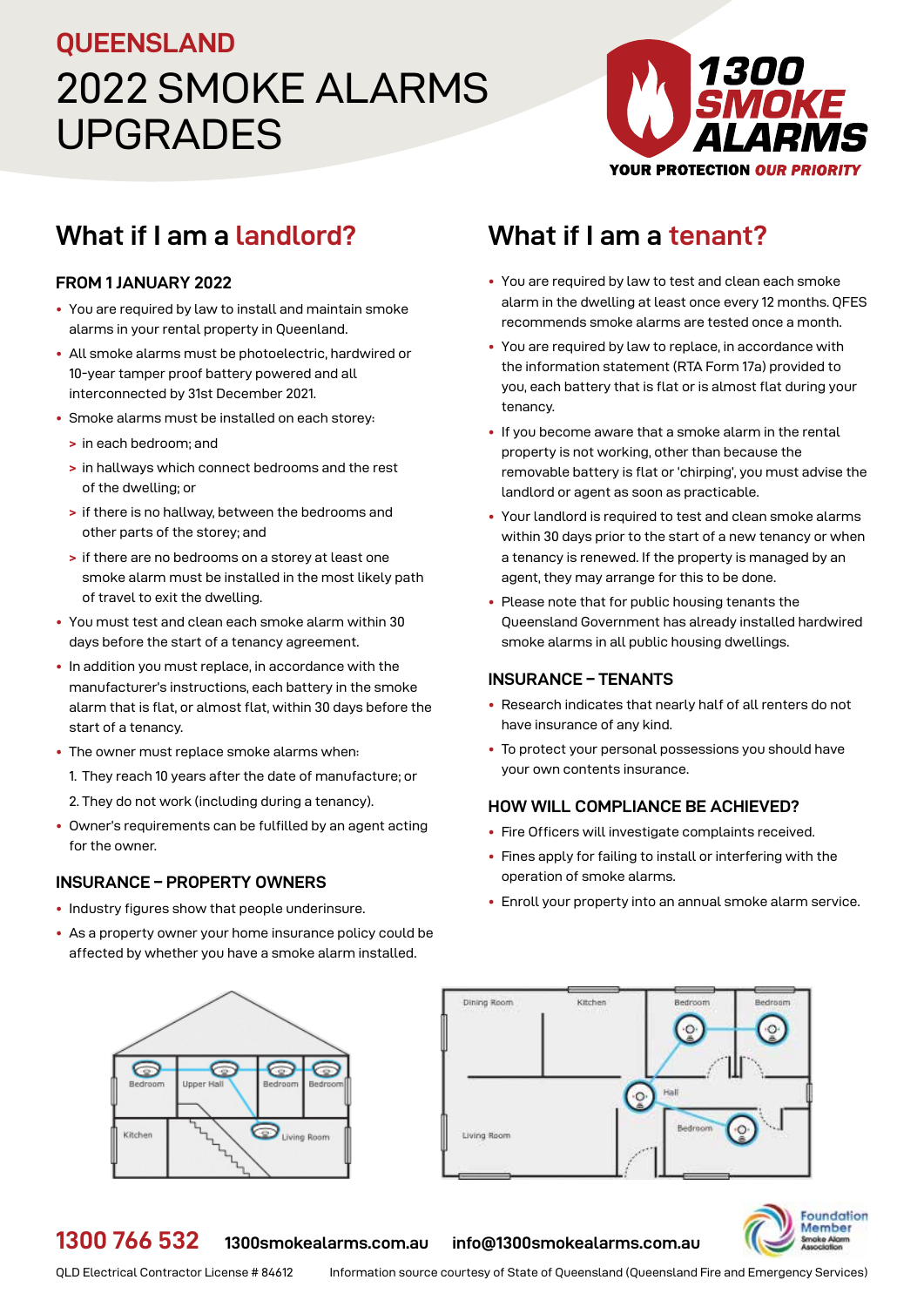# QUEENSLAND

# 2022 SMOKE ALARMS UPGRADES

1300 SMOKE ALARMS
YOUR PROTECTION OUR PRIORITY

## What if I am a landlord?

### FROM 1 JANUARY 2022

- You are required by law to install and maintain smoke alarms in your rental property in Queensland.
- All smoke alarms must be photoelectric, hardwired or 10-year tamper proof battery powered and all interconnected by 31st December 2021.
- Smoke alarms must be installed on each storey:
  - > in each bedroom; and
  - > in hallways which connect bedrooms and the rest of the dwelling; or
  - > if there is no hallway, between the bedrooms and other parts of the storey; and
  - > if there are no bedrooms on a storey at least one smoke alarm must be installed in the most likely path of travel to exit the dwelling.
- You must test and clean each smoke alarm within 30 days before the start of a tenancy agreement.
- In addition you must replace, in accordance with the manufacturer's instructions, each battery in the smoke alarm that is flat, or almost flat, within 30 days before the start of a tenancy.
- The owner must replace smoke alarms when:
  1. They reach 10 years after the date of manufacture; or
  2. They do not work (including during a tenancy).
- Owner's requirements can be fulfilled by an agent acting for the owner.

### INSURANCE – PROPERTY OWNERS

- Industry figures show that people underinsure.
- As a property owner your home insurance policy could be affected by whether you have a smoke alarm installed.

## What if I am a tenant?

- You are required by law to test and clean each smoke alarm in the dwelling at least once every 12 months. QFES recommends smoke alarms are tested once a month.
- You are required by law to replace, in accordance with the information statement (RTA Form 17a) provided to you, each battery that is flat or is almost flat during your tenancy.
- If you become aware that a smoke alarm in the rental property is not working, other than because the removable battery is flat or 'chirping', you must advise the landlord or agent as soon as practicable.
- Your landlord is required to test and clean smoke alarms within 30 days prior to the start of a new tenancy or when a tenancy is renewed. If the property is managed by an agent, they may arrange for this to be done.
- Please note that for public housing tenants the Queensland Government has already installed hardwired smoke alarms in all public housing dwellings.

### INSURANCE – TENANTS

- Research indicates that nearly half of all renters do not have insurance of any kind.
- To protect your personal possessions you should have your own contents insurance.

### HOW WILL COMPLIANCE BE ACHIEVED?

- Fire Officers will investigate complaints received.
- Fines apply for failing to install or interfering with the operation of smoke alarms.
- Enroll your property into an annual smoke alarm service.

**1300 766 532** 1300smokealarms.com.au info@1300smokealarms.com.au

Foundation Member Smoke Alarm Association

QLD Electrical Contractor License # 84612 Information source courtesy of State of Queensland (Queensland Fire and Emergency Services)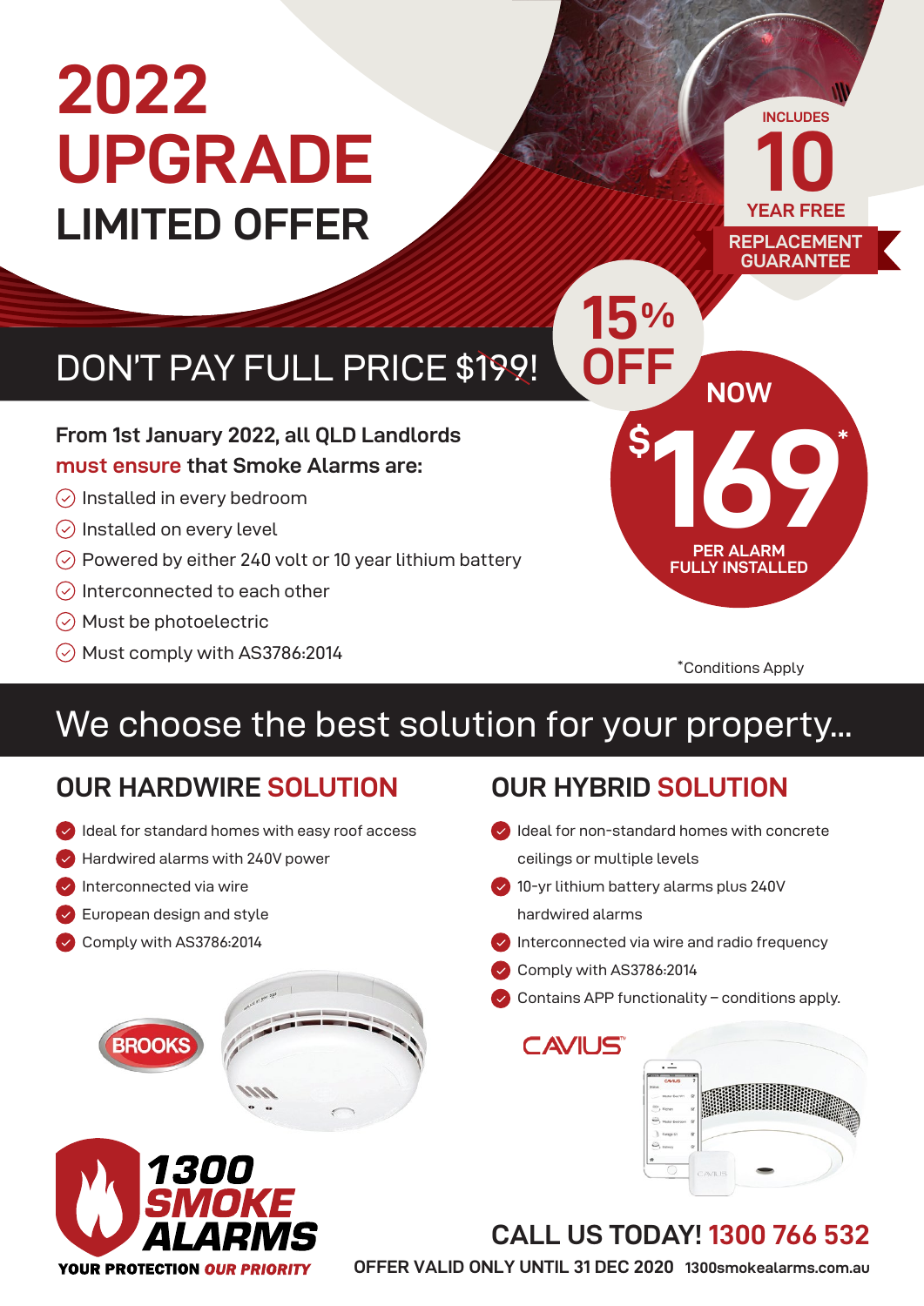# 2022 UPGRADE
## LIMITED OFFER

INCLUDES **10** YEAR FREE
REPLACEMENT GUARANTEE

## DON'T PAY FULL PRICE ~~$199~~!

**15% OFF**

NOW **$169***
PER ALARM
FULLY INSTALLED

**From 1st January 2022, all QLD Landlords must ensure that Smoke Alarms are:**

- Installed in every bedroom
- Installed on every level
- Powered by either 240 volt or 10 year lithium battery
- Interconnected to each other
- Must be photoelectric
- Must comply with AS3786:2014

*Conditions Apply

## We choose the best solution for your property...

### OUR HARDWIRE SOLUTION

- Ideal for standard homes with easy roof access
- Hardwired alarms with 240V power
- Interconnected via wire
- European design and style
- Comply with AS3786:2014

BROOKS

### OUR HYBRID SOLUTION

- Ideal for non-standard homes with concrete ceilings or multiple levels
- 10-yr lithium battery alarms plus 240V hardwired alarms
- Interconnected via wire and radio frequency
- Comply with AS3786:2014
- Contains APP functionality – conditions apply.

CAVIUS

**1300 SMOKE ALARMS**
YOUR PROTECTION *OUR PRIORITY*

## CALL US TODAY! 1300 766 532

**OFFER VALID ONLY UNTIL 31 DEC 2020** 1300smokealarms.com.au